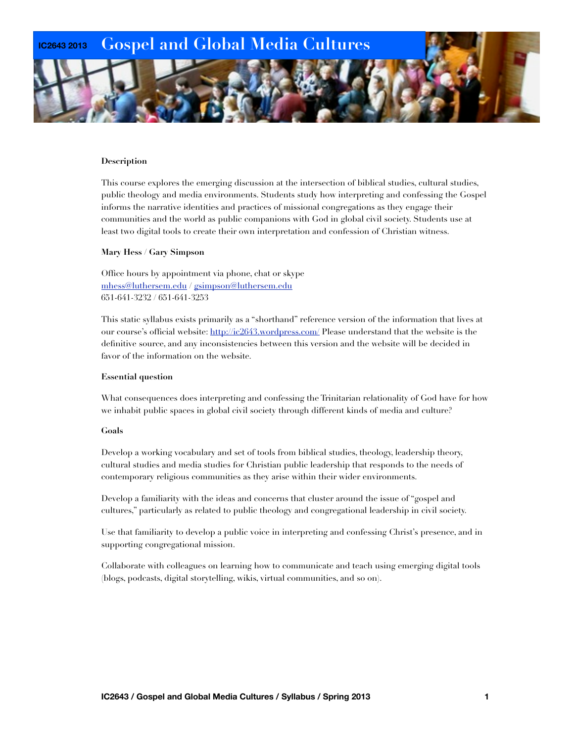# IC2643 2013 Gospel and Global Media Cultures

**Description**

This course explores the emerging discussion at the intersection of biblical studies, cultural studies, public theology and media environments. Students study how interpreting and confessing the Gospel informs the narrative identities and practices of missional congregations as they engage their communities and the world as public companions with God in global civil society. Students use at least two digital tools to create their own interpretation and confession of Christian witness.

**Mary Hess / Gary Simpson**

Office hours by appointment via phone, chat or skype
mhess@luthersem.edu / gsimpson@luthersem.edu
651-641-3232 / 651-641-3253

This static syllabus exists primarily as a "shorthand" reference version of the information that lives at our course's official website: http://ic2643.wordpress.com/ Please understand that the website is the definitive source, and any inconsistencies between this version and the website will be decided in favor of the information on the website.

**Essential question**

What consequences does interpreting and confessing the Trinitarian relationality of God have for how we inhabit public spaces in global civil society through different kinds of media and culture?

**Goals**

Develop a working vocabulary and set of tools from biblical studies, theology, leadership theory, cultural studies and media studies for Christian public leadership that responds to the needs of contemporary religious communities as they arise within their wider environments.

Develop a familiarity with the ideas and concerns that cluster around the issue of "gospel and cultures," particularly as related to public theology and congregational leadership in civil society.

Use that familiarity to develop a public voice in interpreting and confessing Christ's presence, and in supporting congregational mission.

Collaborate with colleagues on learning how to communicate and teach using emerging digital tools (blogs, podcasts, digital storytelling, wikis, virtual communities, and so on).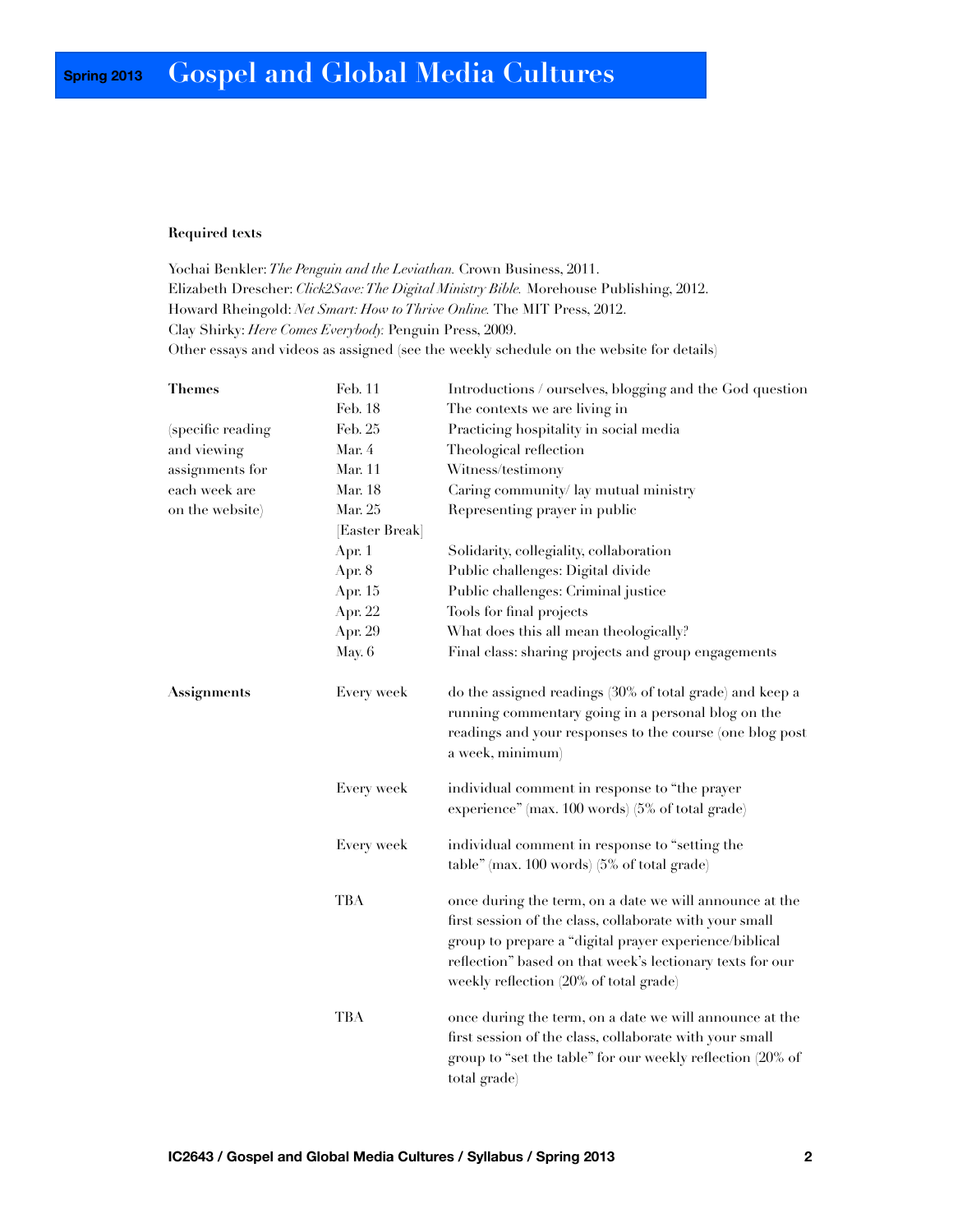**Required texts**

Yochai Benkler: *The Penguin and the Leviathan.* Crown Business, 2011.
Elizabeth Drescher: *Click2Save: The Digital Ministry Bible.* Morehouse Publishing, 2012.
Howard Rheingold: *Net Smart: How to Thrive Online.* The MIT Press, 2012.
Clay Shirky: *Here Comes Everybody.* Penguin Press, 2009.
Other essays and videos as assigned (see the weekly schedule on the website for details)

| | | |
|---|---|---|
| **Themes** | Feb. 11 | Introductions / ourselves, blogging and the God question |
| | Feb. 18 | The contexts we are living in |
| (specific reading | Feb. 25 | Practicing hospitality in social media |
| and viewing | Mar. 4 | Theological reflection |
| assignments for | Mar. 11 | Witness/testimony |
| each week are | Mar. 18 | Caring community/ lay mutual ministry |
| on the website) | Mar. 25 | Representing prayer in public |
| | [Easter Break] | |
| | Apr. 1 | Solidarity, collegiality, collaboration |
| | Apr. 8 | Public challenges: Digital divide |
| | Apr. 15 | Public challenges: Criminal justice |
| | Apr. 22 | Tools for final projects |
| | Apr. 29 | What does this all mean theologically? |
| | May. 6 | Final class: sharing projects and group engagements |

| | | |
|---|---|---|
| **Assignments** | Every week | do the assigned readings (30% of total grade) and keep a running commentary going in a personal blog on the readings and your responses to the course (one blog post a week, minimum) |
| | Every week | individual comment in response to "the prayer experience" (max. 100 words) (5% of total grade) |
| | Every week | individual comment in response to "setting the table" (max. 100 words) (5% of total grade) |
| | TBA | once during the term, on a date we will announce at the first session of the class, collaborate with your small group to prepare a "digital prayer experience/biblical reflection" based on that week's lectionary texts for our weekly reflection (20% of total grade) |
| | TBA | once during the term, on a date we will announce at the first session of the class, collaborate with your small group to "set the table" for our weekly reflection (20% of total grade) |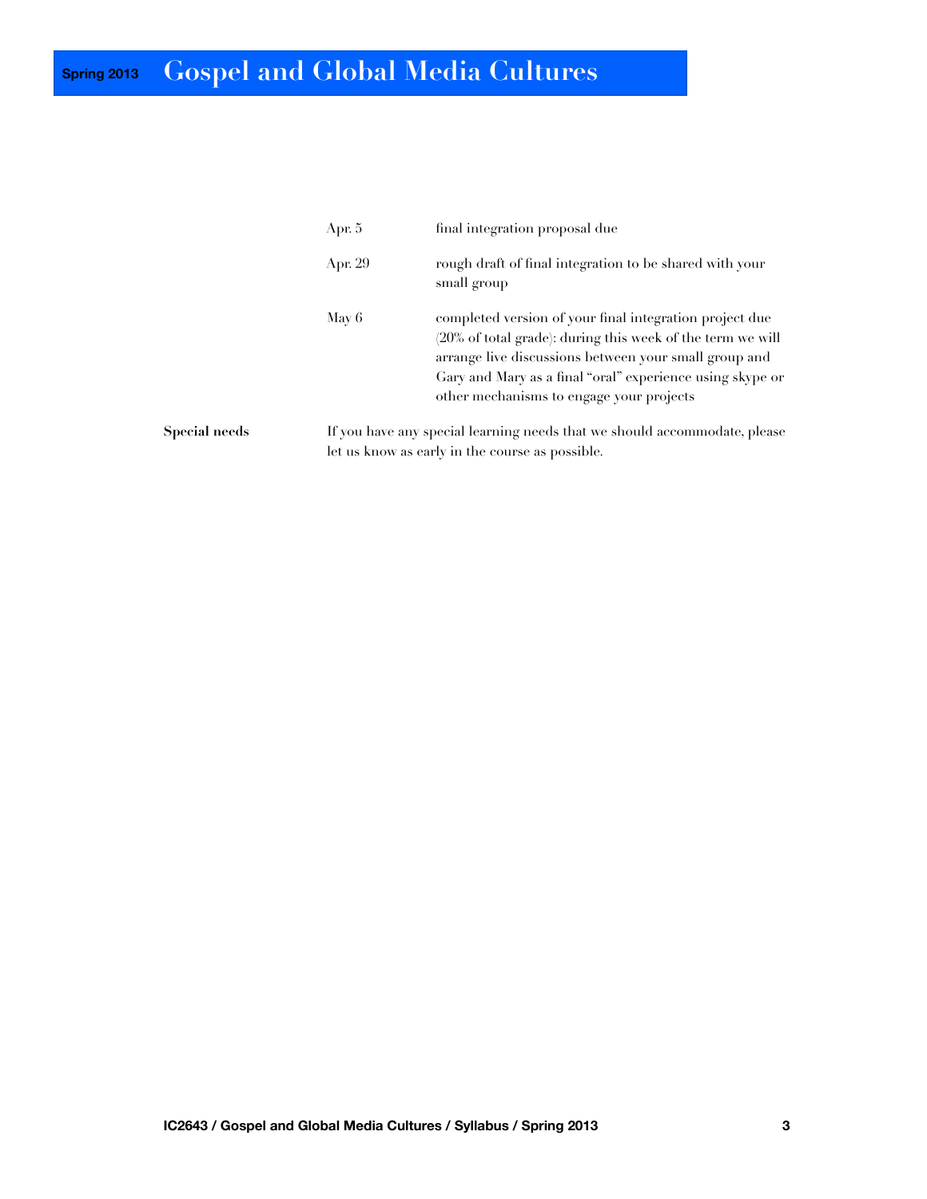| | |
|---|---|
| Apr. 5 | final integration proposal due |
| Apr. 29 | rough draft of final integration to be shared with your small group |
| May 6 | completed version of your final integration project due (20% of total grade): during this week of the term we will arrange live discussions between your small group and Gary and Mary as a final "oral" experience using skype or other mechanisms to engage your projects |

**Special needs**

If you have any special learning needs that we should accommodate, please let us know as early in the course as possible.